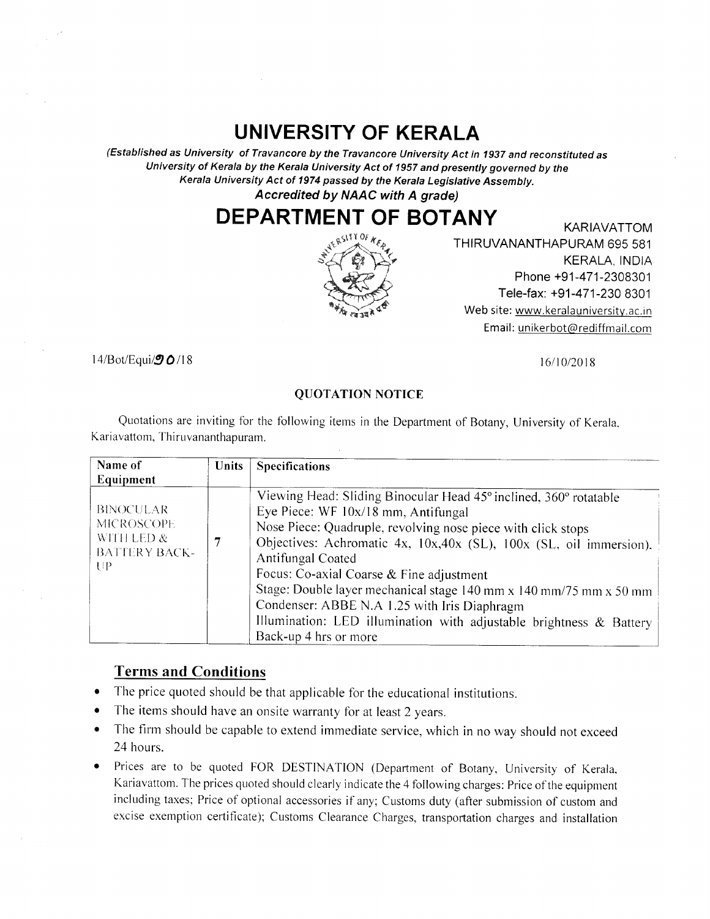# UNIVERSITY OF KERALA

*(Established as University of Travancore by the Travancore University Act in 1937 and reconstituted as University of Kerala by the Kerala University Act of 1957 and presently governed by the Kerala University Act of 1974 passed by the Kerala Legislative Assembly.*
***Accredited by NAAC with A grade)***

# DEPARTMENT OF BOTANY

KARIAVATTOM
THIRUVANANTHAPURAM 695 581
KERALA, INDIA
Phone +91-471-2308301
Tele-fax: +91-471-230 8301
Web site: www.keralauniversity.ac.in
Email: unikerbot@rediffmail.com

14/Bot/Equi/90/18

16/10/2018

### QUOTATION NOTICE

Quotations are inviting for the following items in the Department of Botany, University of Kerala, Kariavattom, Thiruvananthapuram.

| Name of Equipment | Units | Specifications |
|---|---|---|
| BINOCULAR MICROSCOPE WITH LED & BATTERY BACK-UP | 7 | Viewing Head: Sliding Binocular Head 45° inclined, 360° rotatable<br>Eye Piece: WF 10x/18 mm, Antifungal<br>Nose Piece: Quadruple, revolving nose piece with click stops<br>Objectives: Achromatic 4x, 10x,40x (SL), 100x (SL, oil immersion). Antifungal Coated<br>Focus: Co-axial Coarse & Fine adjustment<br>Stage: Double layer mechanical stage 140 mm x 140 mm/75 mm x 50 mm<br>Condenser: ABBE N.A 1.25 with Iris Diaphragm<br>Illumination: LED illumination with adjustable brightness & Battery Back-up 4 hrs or more |

## Terms and Conditions

- The price quoted should be that applicable for the educational institutions.
- The items should have an onsite warranty for at least 2 years.
- The firm should be capable to extend immediate service, which in no way should not exceed 24 hours.
- Prices are to be quoted FOR DESTINATION (Department of Botany, University of Kerala, Kariavattom. The prices quoted should clearly indicate the 4 following charges: Price of the equipment including taxes; Price of optional accessories if any; Customs duty (after submission of custom and excise exemption certificate); Customs Clearance Charges, transportation charges and installation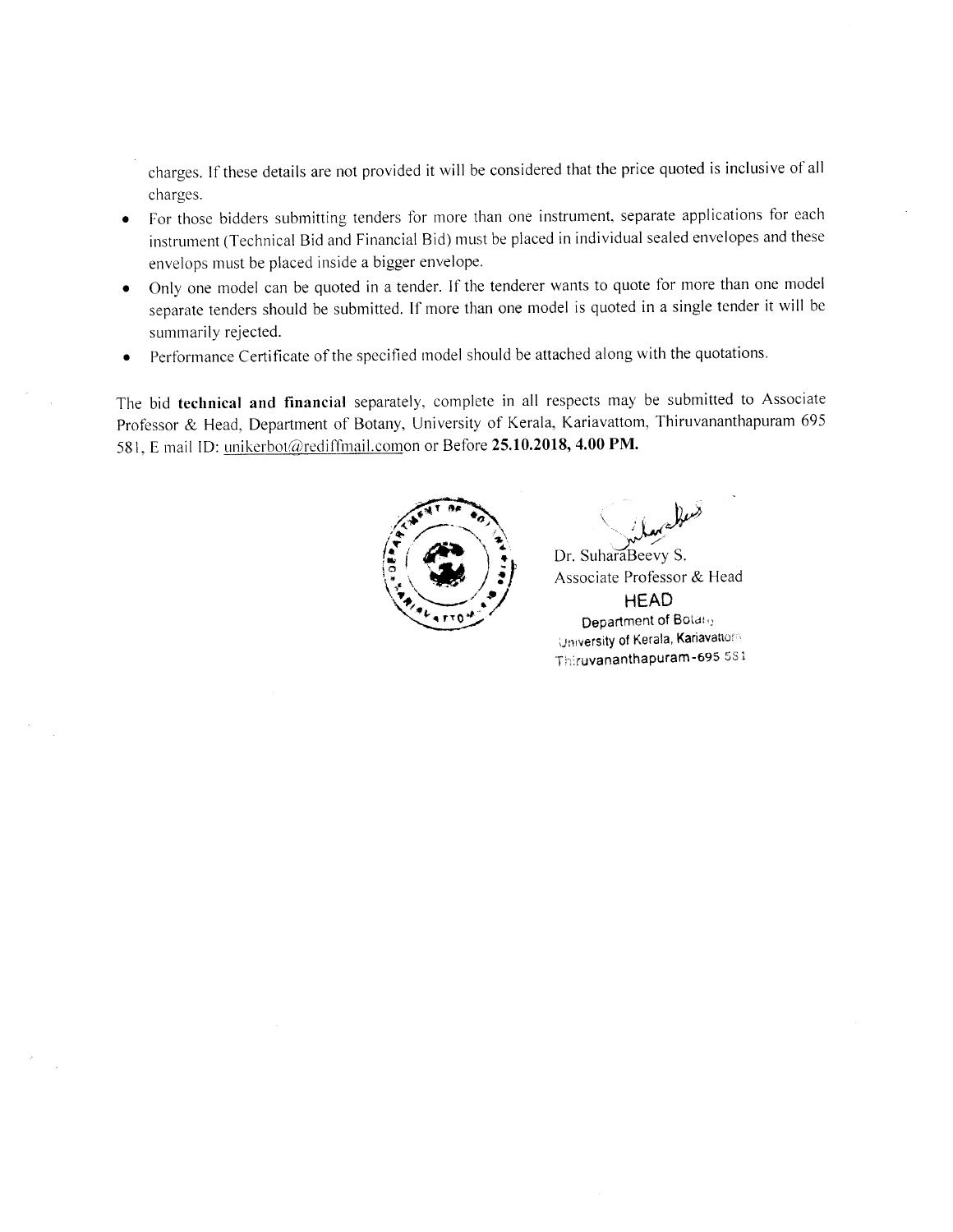charges. If these details are not provided it will be considered that the price quoted is inclusive of all charges.

- For those bidders submitting tenders for more than one instrument, separate applications for each instrument (Technical Bid and Financial Bid) must be placed in individual sealed envelopes and these envelops must be placed inside a bigger envelope.
- Only one model can be quoted in a tender. If the tenderer wants to quote for more than one model separate tenders should be submitted. If more than one model is quoted in a single tender it will be summarily rejected.
- Performance Certificate of the specified model should be attached along with the quotations.

The bid **technical and financial** separately, complete in all respects may be submitted to Associate Professor & Head, Department of Botany, University of Kerala, Kariavattom, Thiruvananthapuram 695 581, E mail ID: unikerbot@rediffmail.comon or Before **25.10.2018, 4.00 PM.**

Dr. SuharaBeevy S.
Associate Professor & Head

HEAD
Department of Botany
University of Kerala, Kariavattom
Thiruvananthapuram-695 581